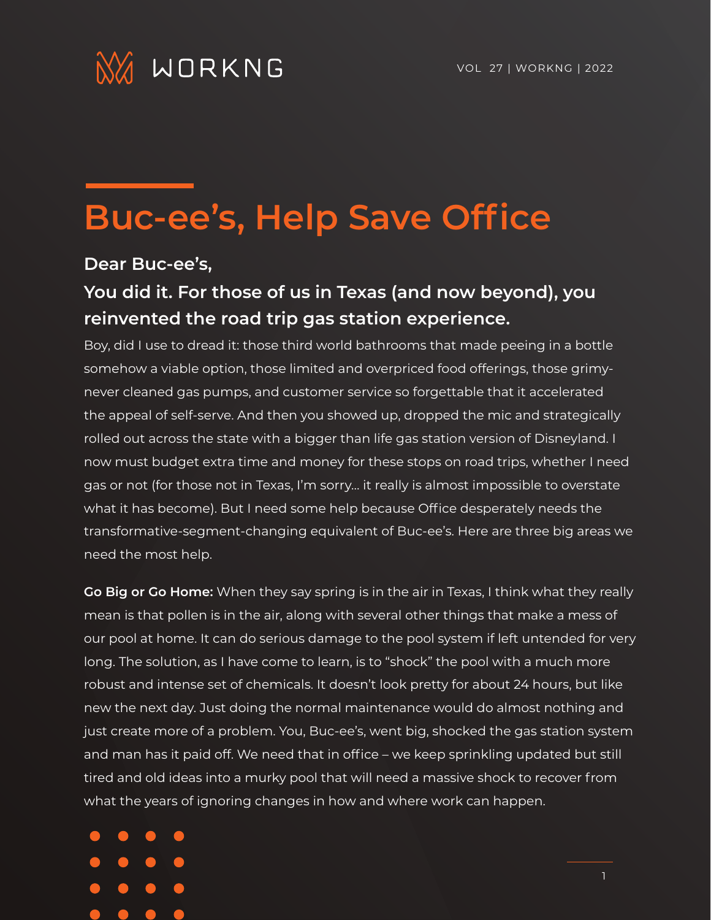# Buc-ee's, Help Save Office

**Dear Buc-ee's,**

**You did it. For those of us in Texas (and now beyond), you reinvented the road trip gas station experience.**

Boy, did I use to dread it: those third world bathrooms that made peeing in a bottle somehow a viable option, those limited and overpriced food offerings, those grimy-never cleaned gas pumps, and customer service so forgettable that it accelerated the appeal of self-serve. And then you showed up, dropped the mic and strategically rolled out across the state with a bigger than life gas station version of Disneyland. I now must budget extra time and money for these stops on road trips, whether I need gas or not (for those not in Texas, I'm sorry… it really is almost impossible to overstate what it has become). But I need some help because Office desperately needs the transformative-segment-changing equivalent of Buc-ee's. Here are three big areas we need the most help.

**Go Big or Go Home:** When they say spring is in the air in Texas, I think what they really mean is that pollen is in the air, along with several other things that make a mess of our pool at home. It can do serious damage to the pool system if left untended for very long. The solution, as I have come to learn, is to "shock" the pool with a much more robust and intense set of chemicals. It doesn't look pretty for about 24 hours, but like new the next day. Just doing the normal maintenance would do almost nothing and just create more of a problem. You, Buc-ee's, went big, shocked the gas station system and man has it paid off. We need that in office – we keep sprinkling updated but still tired and old ideas into a murky pool that will need a massive shock to recover from what the years of ignoring changes in how and where work can happen.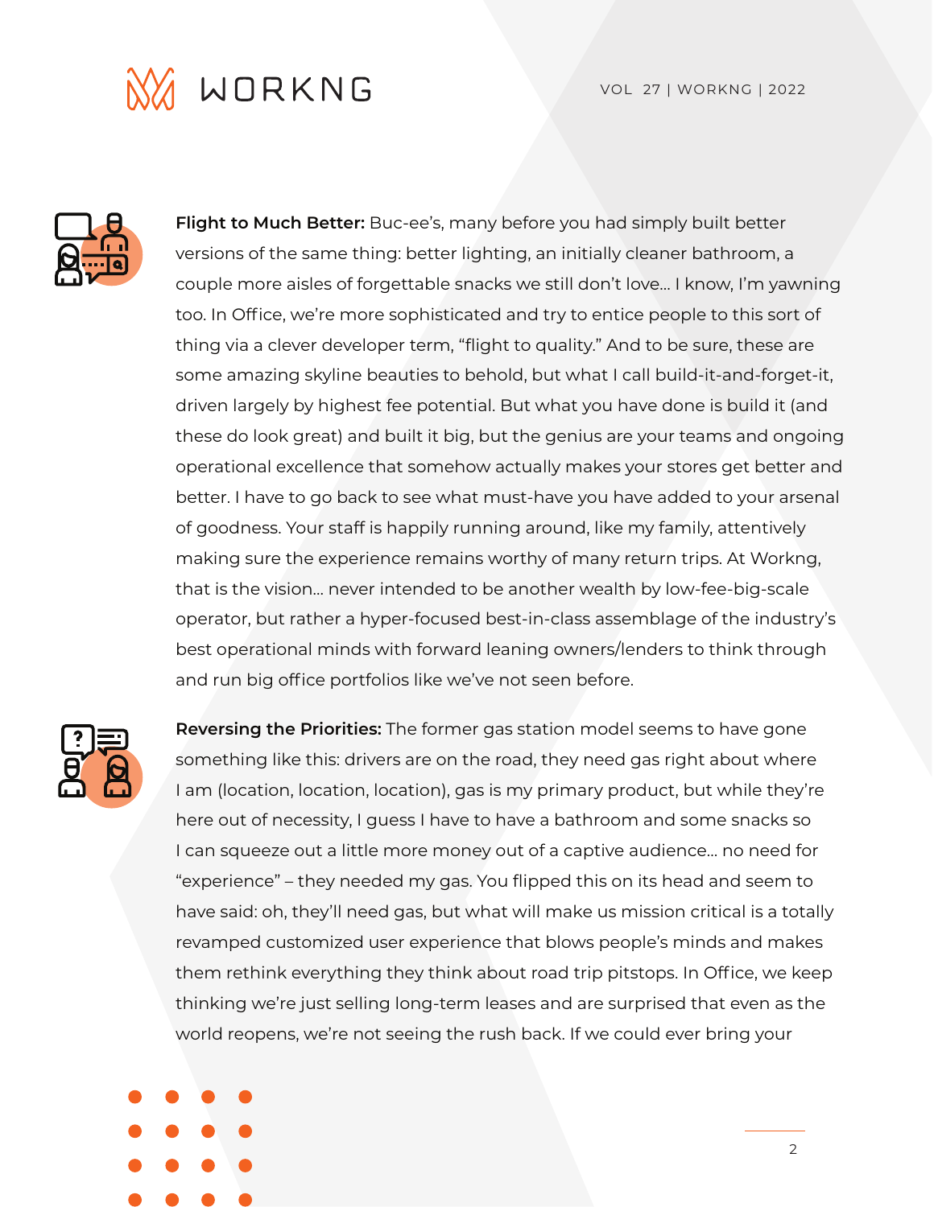**Flight to Much Better:** Buc-ee's, many before you had simply built better versions of the same thing: better lighting, an initially cleaner bathroom, a couple more aisles of forgettable snacks we still don't love… I know, I'm yawning too. In Office, we're more sophisticated and try to entice people to this sort of thing via a clever developer term, "flight to quality." And to be sure, these are some amazing skyline beauties to behold, but what I call build-it-and-forget-it, driven largely by highest fee potential. But what you have done is build it (and these do look great) and built it big, but the genius are your teams and ongoing operational excellence that somehow actually makes your stores get better and better. I have to go back to see what must-have you have added to your arsenal of goodness. Your staff is happily running around, like my family, attentively making sure the experience remains worthy of many return trips. At Workng, that is the vision… never intended to be another wealth by low-fee-big-scale operator, but rather a hyper-focused best-in-class assemblage of the industry's best operational minds with forward leaning owners/lenders to think through and run big office portfolios like we've not seen before.

**Reversing the Priorities:** The former gas station model seems to have gone something like this: drivers are on the road, they need gas right about where I am (location, location, location), gas is my primary product, but while they're here out of necessity, I guess I have to have a bathroom and some snacks so I can squeeze out a little more money out of a captive audience… no need for "experience" – they needed my gas. You flipped this on its head and seem to have said: oh, they'll need gas, but what will make us mission critical is a totally revamped customized user experience that blows people's minds and makes them rethink everything they think about road trip pitstops. In Office, we keep thinking we're just selling long-term leases and are surprised that even as the world reopens, we're not seeing the rush back. If we could ever bring your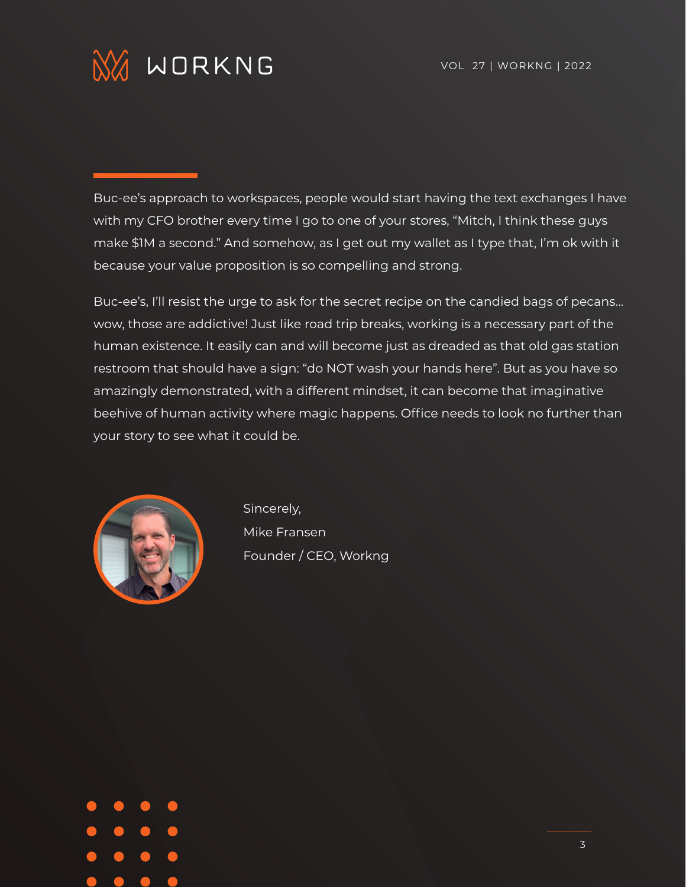Buc-ee's approach to workspaces, people would start having the text exchanges I have with my CFO brother every time I go to one of your stores, "Mitch, I think these guys make $1M a second." And somehow, as I get out my wallet as I type that, I'm ok with it because your value proposition is so compelling and strong.

Buc-ee's, I'll resist the urge to ask for the secret recipe on the candied bags of pecans... wow, those are addictive! Just like road trip breaks, working is a necessary part of the human existence. It easily can and will become just as dreaded as that old gas station restroom that should have a sign: "do NOT wash your hands here". But as you have so amazingly demonstrated, with a different mindset, it can become that imaginative beehive of human activity where magic happens. Office needs to look no further than your story to see what it could be.

Sincerely,
Mike Fransen
Founder / CEO, Workng